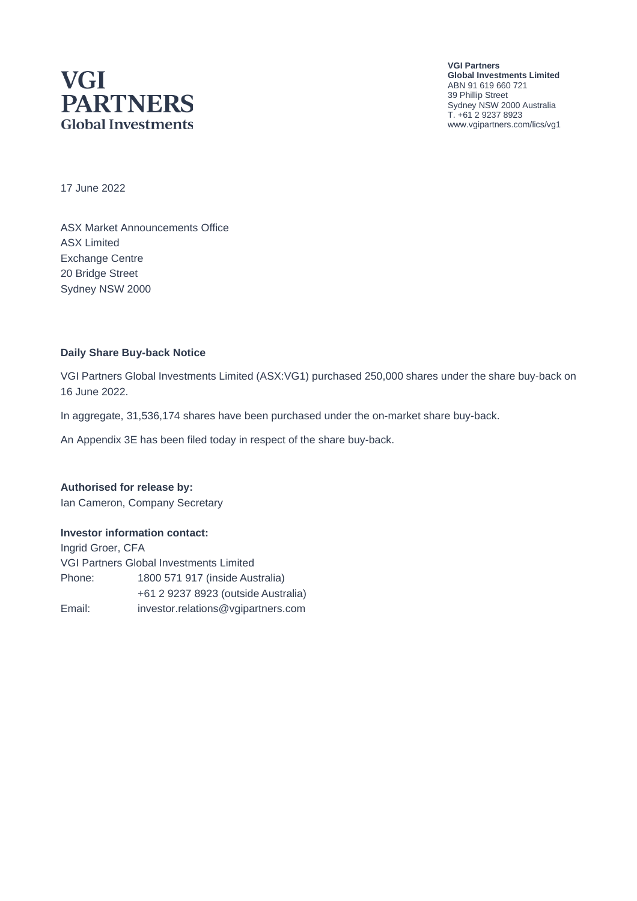# VGI PARTNERS
Global Investments

**VGI Partners**
**Global Investments Limited**
ABN 91 619 660 721
39 Phillip Street
Sydney NSW 2000 Australia
T. +61 2 9237 8923
www.vgipartners.com/lics/vg1

17 June 2022

ASX Market Announcements Office
ASX Limited
Exchange Centre
20 Bridge Street
Sydney NSW 2000

**Daily Share Buy-back Notice**

VGI Partners Global Investments Limited (ASX:VG1) purchased 250,000 shares under the share buy-back on 16 June 2022.

In aggregate, 31,536,174 shares have been purchased under the on-market share buy-back.

An Appendix 3E has been filed today in respect of the share buy-back.

**Authorised for release by:**
Ian Cameron, Company Secretary

**Investor information contact:**
Ingrid Groer, CFA
VGI Partners Global Investments Limited

| | |
|---|---|
| Phone: | 1800 571 917 (inside Australia) |
| | +61 2 9237 8923 (outside Australia) |
| Email: | investor.relations@vgipartners.com |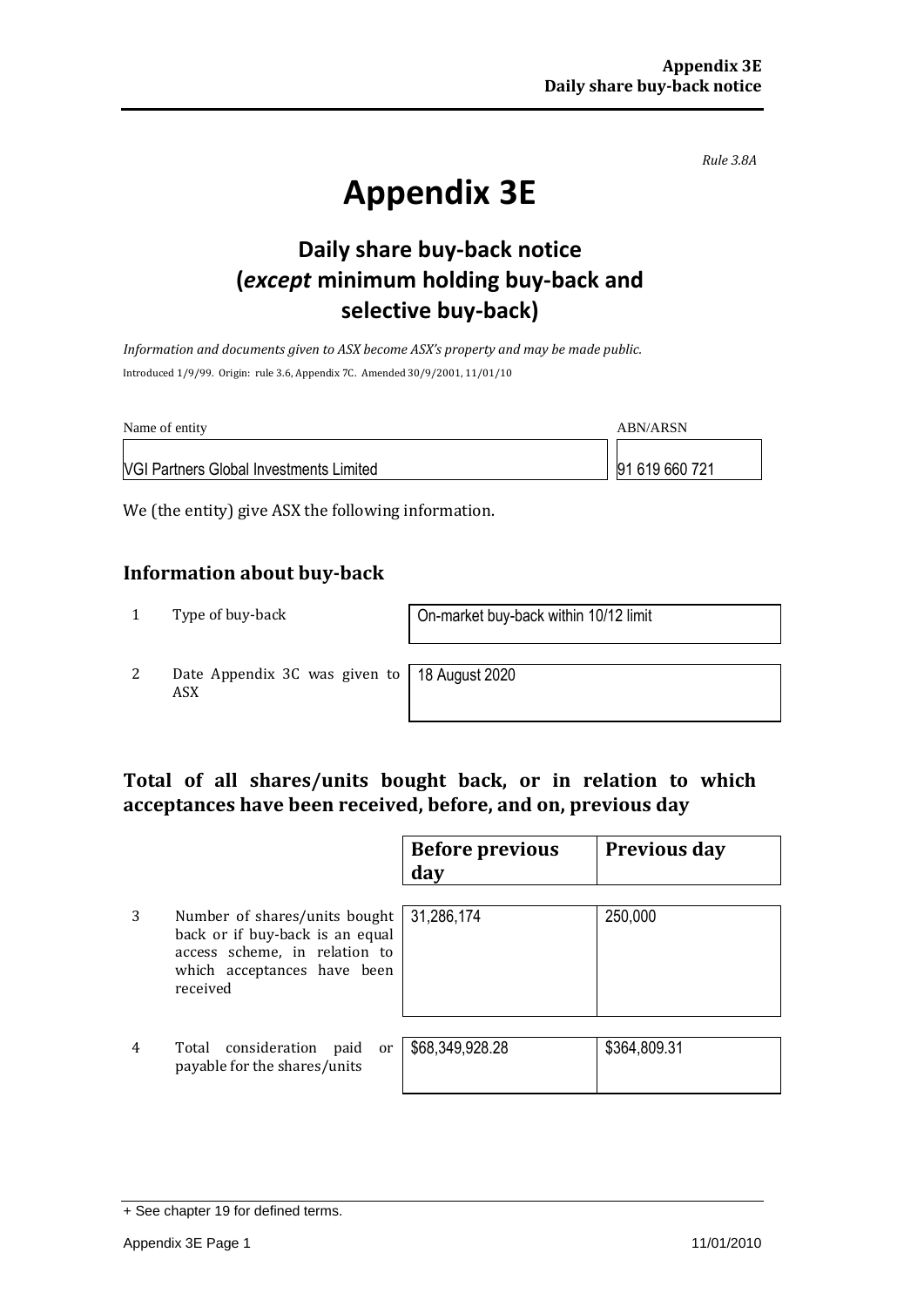Rule 3.8A

# Appendix 3E

## Daily share buy-back notice (*except* minimum holding buy-back and selective buy-back)

*Information and documents given to ASX become ASX's property and may be made public.*

Introduced 1/9/99. Origin: rule 3.6, Appendix 7C. Amended 30/9/2001, 11/01/10

| Name of entity | ABN/ARSN |
|---|---|
| VGI Partners Global Investments Limited | 91 619 660 721 |

We (the entity) give ASX the following information.

### Information about buy-back

| | | |
|---|---|---|
| 1 | Type of buy-back | On-market buy-back within 10/12 limit |
| 2 | Date Appendix 3C was given to ASX | 18 August 2020 |

### Total of all shares/units bought back, or in relation to which acceptances have been received, before, and on, previous day

| | | Before previous day | Previous day |
|---|---|---|---|
| 3 | Number of shares/units bought back or if buy-back is an equal access scheme, in relation to which acceptances have been received | 31,286,174 | 250,000 |
| 4 | Total consideration paid or payable for the shares/units | $68,349,928.28 | $364,809.31 |

+ See chapter 19 for defined terms.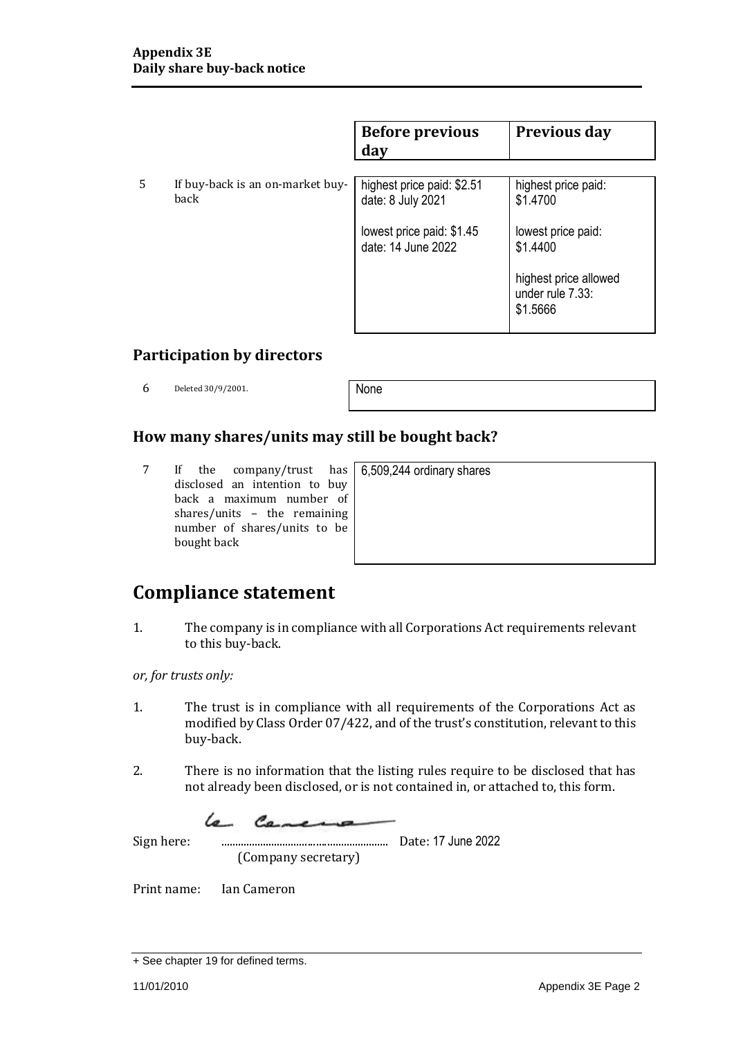**Appendix 3E**
**Daily share buy-back notice**

| | | Before previous day | Previous day |
|---|---|---|---|
| 5 | If buy-back is an on-market buy-back | highest price paid: $2.51<br>date: 8 July 2021<br><br>lowest price paid: $1.45<br>date: 14 June 2022 | highest price paid: $1.4700<br><br>lowest price paid: $1.4400<br><br>highest price allowed under rule 7.33: $1.5666 |

## Participation by directors

| | | |
|---|---|---|
| 6 | Deleted 30/9/2001. | None |

## How many shares/units may still be bought back?

| | | |
|---|---|---|
| 7 | If the company/trust has disclosed an intention to buy back a maximum number of shares/units – the remaining number of shares/units to be bought back | 6,509,244 ordinary shares |

# Compliance statement

1. The company is in compliance with all Corporations Act requirements relevant to this buy-back.

*or, for trusts only:*

1. The trust is in compliance with all requirements of the Corporations Act as modified by Class Order 07/422, and of the trust's constitution, relevant to this buy-back.

2. There is no information that the listing rules require to be disclosed that has not already been disclosed, or is not contained in, or attached to, this form.

Sign here: ............................................................ Date: 17 June 2022
(Company secretary)

Print name: Ian Cameron

+ See chapter 19 for defined terms.